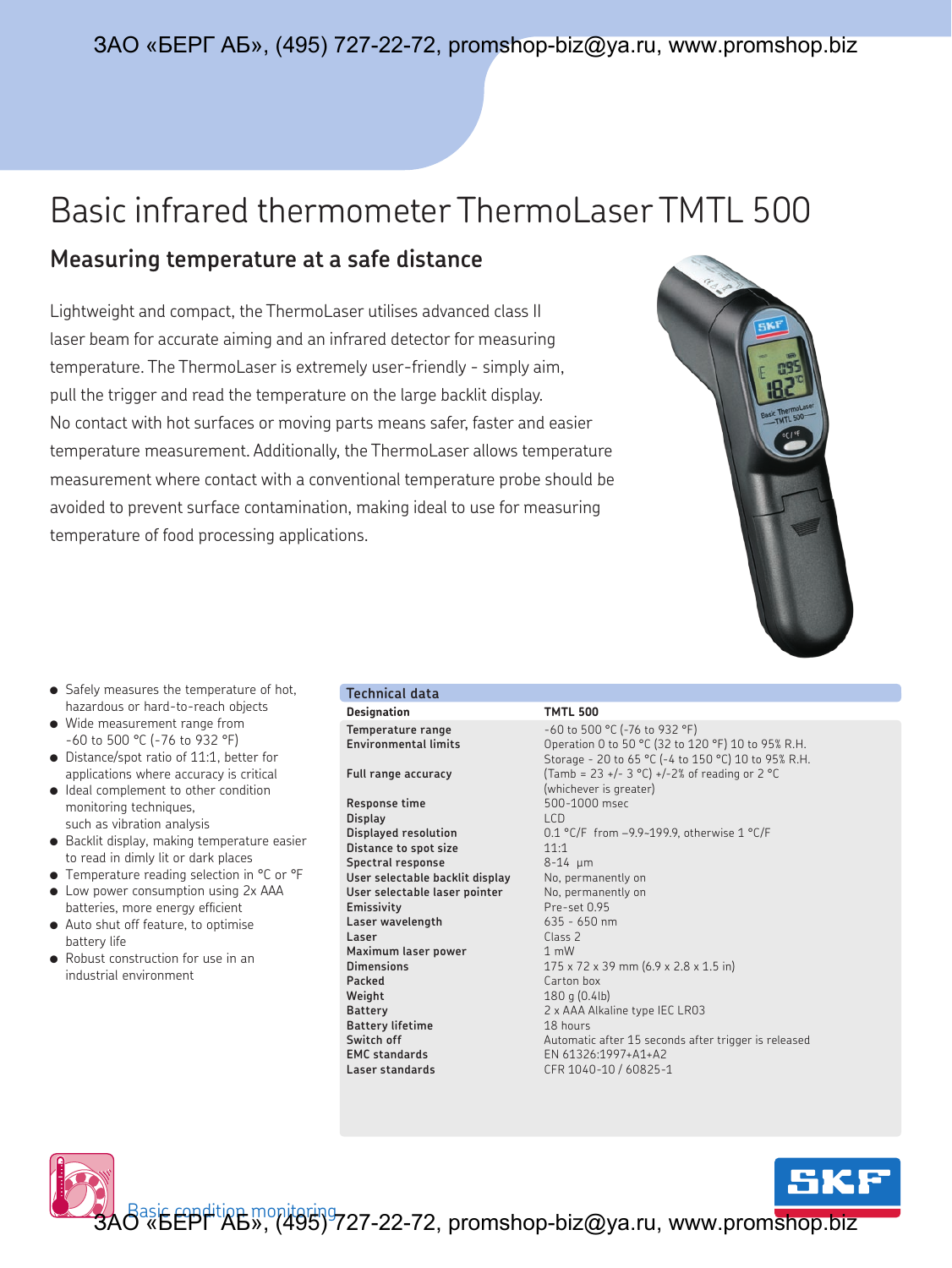# Basic infrared thermometer ThermoLaser TMTL 500

## Measuring temperature at a safe distance

Lightweight and compact, the ThermoLaser utilises advanced class II laser beam for accurate aiming and an infrared detector for measuring temperature. The ThermoLaser is extremely user-friendly - simply aim, pull the trigger and read the temperature on the large backlit display. No contact with hot surfaces or moving parts means safer, faster and easier temperature measurement. Additionally, the ThermoLaser allows temperature measurement where contact with a conventional temperature probe should be avoided to prevent surface contamination, making ideal to use for measuring temperature of food processing applications.

- Safely measures the temperature of hot, hazardous or hard-to-reach objects
- Wide measurement range from -60 to 500 °C (-76 to 932 °F)
- Distance/spot ratio of 11:1, better for applications where accuracy is critical
- Ideal complement to other condition monitoring techniques, such as vibration analysis
- Backlit display, making temperature easier to read in dimly lit or dark places
- Temperature reading selection in °C or °F
- Low power consumption using 2x AAA batteries, more energy efficient
- Auto shut off feature, to optimise battery life
- Robust construction for use in an industrial environment

### Technical data

| Designation | TMTL 500 |
|---|---|
| Temperature range | -60 to 500 °C (-76 to 932 °F) |
| Environmental limits | Operation 0 to 50 °C (32 to 120 °F) 10 to 95% R.H.<br>Storage - 20 to 65 °C (-4 to 150 °C) 10 to 95% R.H. |
| Full range accuracy | (Tamb = 23 +/- 3 °C) +/-2% of reading or 2 °C (whichever is greater) |
| Response time | 500-1000 msec |
| Display | LCD |
| Displayed resolution | 0.1 °C/F from –9.9~199.9, otherwise 1 °C/F |
| Distance to spot size | 11:1 |
| Spectral response | 8-14 µm |
| User selectable backlit display | No, permanently on |
| User selectable laser pointer | No, permanently on |
| Emissivity | Pre-set 0.95 |
| Laser wavelength | 635 - 650 nm |
| Laser | Class 2 |
| Maximum laser power | 1 mW |
| Dimensions | 175 x 72 x 39 mm (6.9 x 2.8 x 1.5 in) |
| Packed | Carton box |
| Weight | 180 g (0.4lb) |
| Battery | 2 x AAA Alkaline type IEC LR03 |
| Battery lifetime | 18 hours |
| Switch off | Automatic after 15 seconds after trigger is released |
| EMC standards | EN 61326:1997+A1+A2 |
| Laser standards | CFR 1040-10 / 60825-1 |

Basic condition monitoring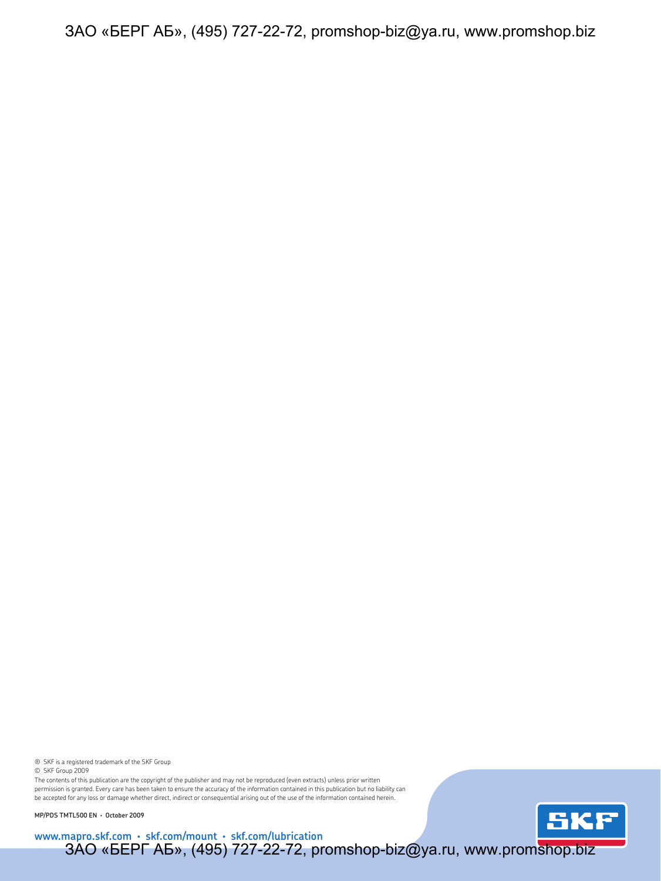ЗАО «БЕРГ АБ», (495) 727-22-72, promshop-biz@ya.ru, www.promshop.biz

® SKF is a registered trademark of the SKF Group

© SKF Group 2009

The contents of this publication are the copyright of the publisher and may not be reproduced (even extracts) unless prior written permission is granted. Every care has been taken to ensure the accuracy of the information contained in this publication but no liability can be accepted for any loss or damage whether direct, indirect or consequential arising out of the use of the information contained herein.

**MP/PDS TMTL500 EN · October 2009**

www.mapro.skf.com · skf.com/mount · skf.com/lubrication

ЗАО «БЕРГ АБ», (495) 727-22-72, promshop-biz@ya.ru, www.promshop.biz

SKF